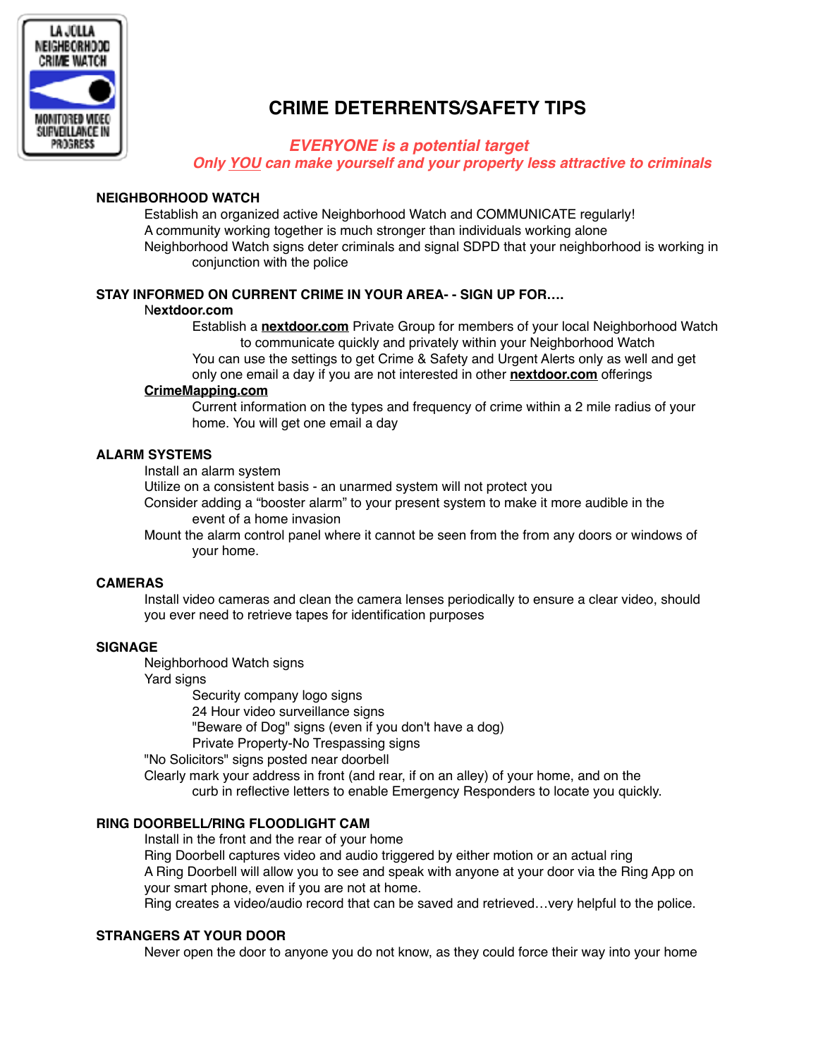# CRIME DETERRENTS/SAFETY TIPS

*EVERYONE is a potential target*
*Only YOU can make yourself and your property less attractive to criminals*

## NEIGHBORHOOD WATCH

Establish an organized active Neighborhood Watch and COMMUNICATE regularly!
A community working together is much stronger than individuals working alone
Neighborhood Watch signs deter criminals and signal SDPD that your neighborhood is working in conjunction with the police

## STAY INFORMED ON CURRENT CRIME IN YOUR AREA- - SIGN UP FOR….

**Nextdoor.com**

Establish a **nextdoor.com** Private Group for members of your local Neighborhood Watch to communicate quickly and privately within your Neighborhood Watch
You can use the settings to get Crime & Safety and Urgent Alerts only as well and get only one email a day if you are not interested in other **nextdoor.com** offerings

**CrimeMapping.com**

Current information on the types and frequency of crime within a 2 mile radius of your home. You will get one email a day

## ALARM SYSTEMS

Install an alarm system
Utilize on a consistent basis - an unarmed system will not protect you
Consider adding a "booster alarm" to your present system to make it more audible in the event of a home invasion
Mount the alarm control panel where it cannot be seen from the from any doors or windows of your home.

## CAMERAS

Install video cameras and clean the camera lenses periodically to ensure a clear video, should you ever need to retrieve tapes for identification purposes

## SIGNAGE

Neighborhood Watch signs
Yard signs

- Security company logo signs
- 24 Hour video surveillance signs
- "Beware of Dog" signs (even if you don't have a dog)
- Private Property-No Trespassing signs

"No Solicitors" signs posted near doorbell
Clearly mark your address in front (and rear, if on an alley) of your home, and on the curb in reflective letters to enable Emergency Responders to locate you quickly.

## RING DOORBELL/RING FLOODLIGHT CAM

Install in the front and the rear of your home
Ring Doorbell captures video and audio triggered by either motion or an actual ring
A Ring Doorbell will allow you to see and speak with anyone at your door via the Ring App on your smart phone, even if you are not at home.
Ring creates a video/audio record that can be saved and retrieved…very helpful to the police.

## STRANGERS AT YOUR DOOR

Never open the door to anyone you do not know, as they could force their way into your home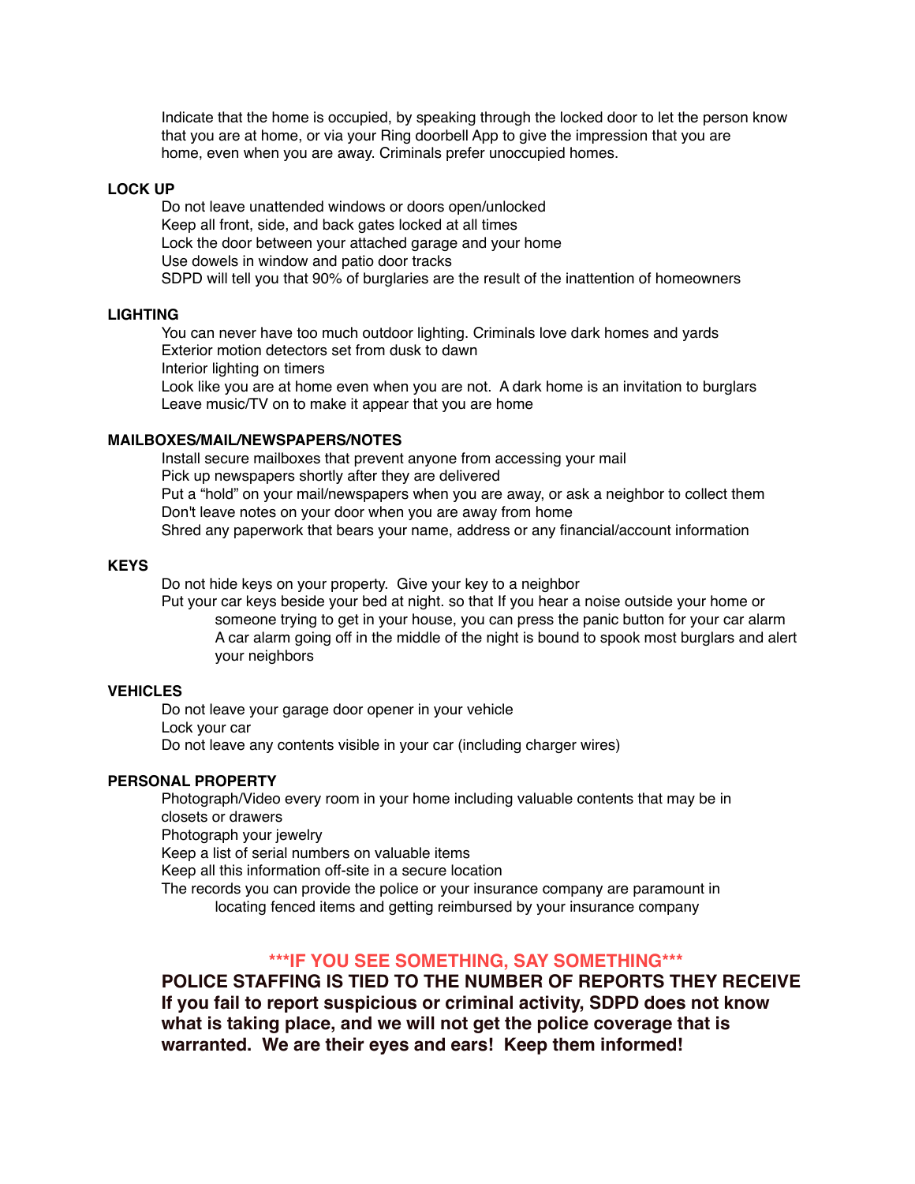Indicate that the home is occupied, by speaking through the locked door to let the person know that you are at home, or via your Ring doorbell App to give the impression that you are home, even when you are away. Criminals prefer unoccupied homes.

**LOCK UP**

Do not leave unattended windows or doors open/unlocked
Keep all front, side, and back gates locked at all times
Lock the door between your attached garage and your home
Use dowels in window and patio door tracks
SDPD will tell you that 90% of burglaries are the result of the inattention of homeowners

**LIGHTING**

You can never have too much outdoor lighting. Criminals love dark homes and yards
Exterior motion detectors set from dusk to dawn
Interior lighting on timers
Look like you are at home even when you are not. A dark home is an invitation to burglars
Leave music/TV on to make it appear that you are home

**MAILBOXES/MAIL/NEWSPAPERS/NOTES**

Install secure mailboxes that prevent anyone from accessing your mail
Pick up newspapers shortly after they are delivered
Put a "hold" on your mail/newspapers when you are away, or ask a neighbor to collect them
Don't leave notes on your door when you are away from home
Shred any paperwork that bears your name, address or any financial/account information

**KEYS**

Do not hide keys on your property. Give your key to a neighbor
Put your car keys beside your bed at night. so that If you hear a noise outside your home or someone trying to get in your house, you can press the panic button for your car alarm A car alarm going off in the middle of the night is bound to spook most burglars and alert your neighbors

**VEHICLES**

Do not leave your garage door opener in your vehicle
Lock your car
Do not leave any contents visible in your car (including charger wires)

**PERSONAL PROPERTY**

Photograph/Video every room in your home including valuable contents that may be in closets or drawers
Photograph your jewelry
Keep a list of serial numbers on valuable items
Keep all this information off-site in a secure location
The records you can provide the police or your insurance company are paramount in locating fenced items and getting reimbursed by your insurance company

**\*\*\*IF YOU SEE SOMETHING, SAY SOMETHING\*\*\***

**POLICE STAFFING IS TIED TO THE NUMBER OF REPORTS THEY RECEIVE If you fail to report suspicious or criminal activity, SDPD does not know what is taking place, and we will not get the police coverage that is warranted. We are their eyes and ears! Keep them informed!**